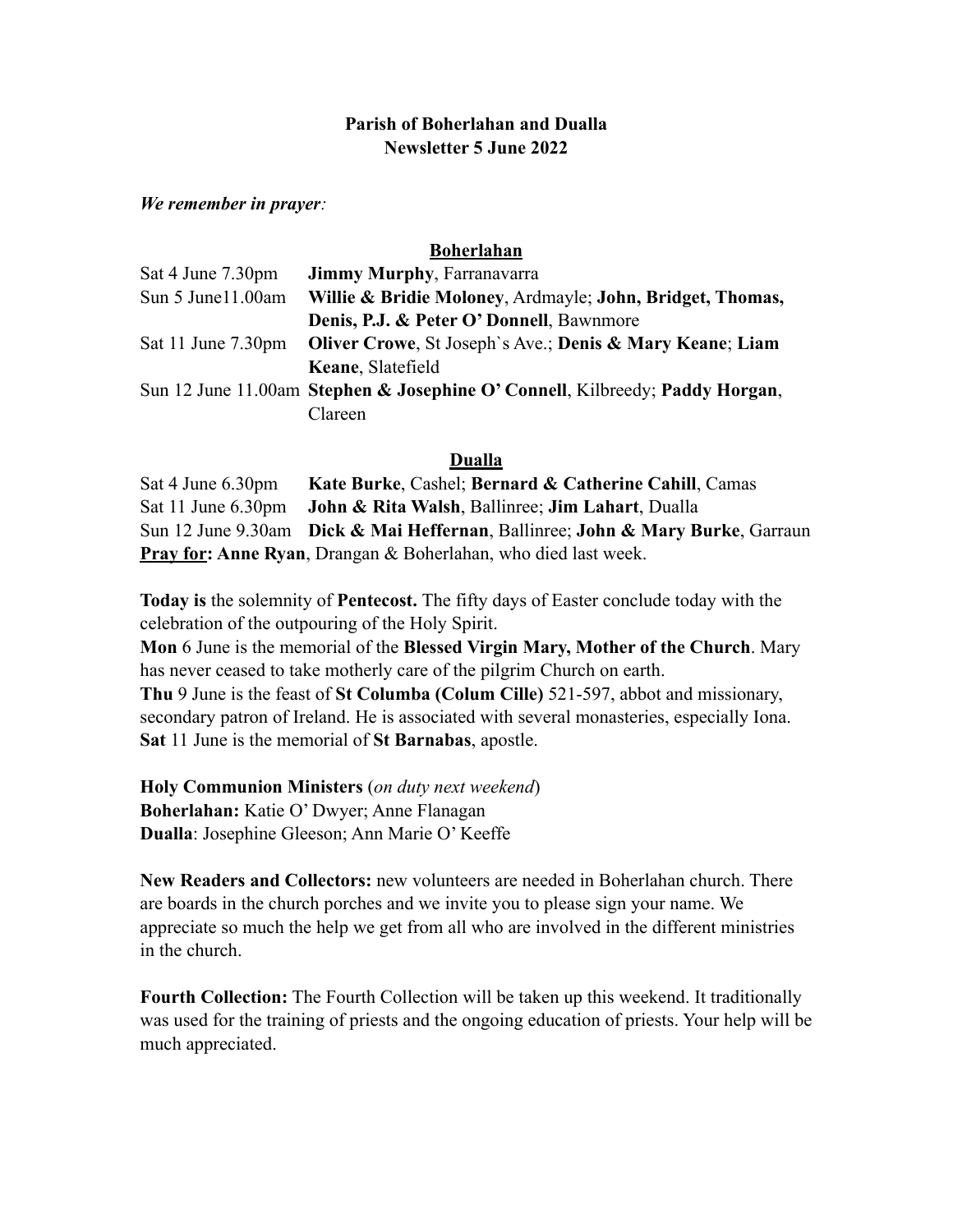**Parish of Boherlahan and Dualla**
**Newsletter 5 June 2022**

***We remember in prayer****:*

**Boherlahan**

| | |
|---|---|
| Sat 4 June 7.30pm | **Jimmy Murphy**, Farranavarra |
| Sun 5 June11.00am | **Willie & Bridie Moloney**, Ardmayle; **John, Bridget, Thomas, Denis, P.J. & Peter O' Donnell**, Bawnmore |
| Sat 11 June 7.30pm | **Oliver Crowe**, St Joseph`s Ave.; **Denis & Mary Keane**; **Liam Keane**, Slatefield |
| Sun 12 June 11.00am | **Stephen & Josephine O' Connell**, Kilbreedy; **Paddy Horgan**, Clareen |

**Dualla**

| | |
|---|---|
| Sat 4 June 6.30pm | **Kate Burke**, Cashel; **Bernard & Catherine Cahill**, Camas |
| Sat 11 June 6.30pm | **John & Rita Walsh**, Ballinree; **Jim Lahart**, Dualla |
| Sun 12 June 9.30am | **Dick & Mai Heffernan**, Ballinree; **John & Mary Burke**, Garraun |

**Pray for: Anne Ryan**, Drangan & Boherlahan, who died last week.

**Today is** the solemnity of **Pentecost.** The fifty days of Easter conclude today with the celebration of the outpouring of the Holy Spirit.
**Mon** 6 June is the memorial of the **Blessed Virgin Mary, Mother of the Church**. Mary has never ceased to take motherly care of the pilgrim Church on earth.
**Thu** 9 June is the feast of **St Columba (Colum Cille)** 521-597, abbot and missionary, secondary patron of Ireland. He is associated with several monasteries, especially Iona.
**Sat** 11 June is the memorial of **St Barnabas**, apostle.

**Holy Communion Ministers** (*on duty next weekend*)
**Boherlahan:** Katie O' Dwyer; Anne Flanagan
**Dualla**: Josephine Gleeson; Ann Marie O' Keeffe

**New Readers and Collectors:** new volunteers are needed in Boherlahan church. There are boards in the church porches and we invite you to please sign your name. We appreciate so much the help we get from all who are involved in the different ministries in the church.

**Fourth Collection:** The Fourth Collection will be taken up this weekend. It traditionally was used for the training of priests and the ongoing education of priests. Your help will be much appreciated.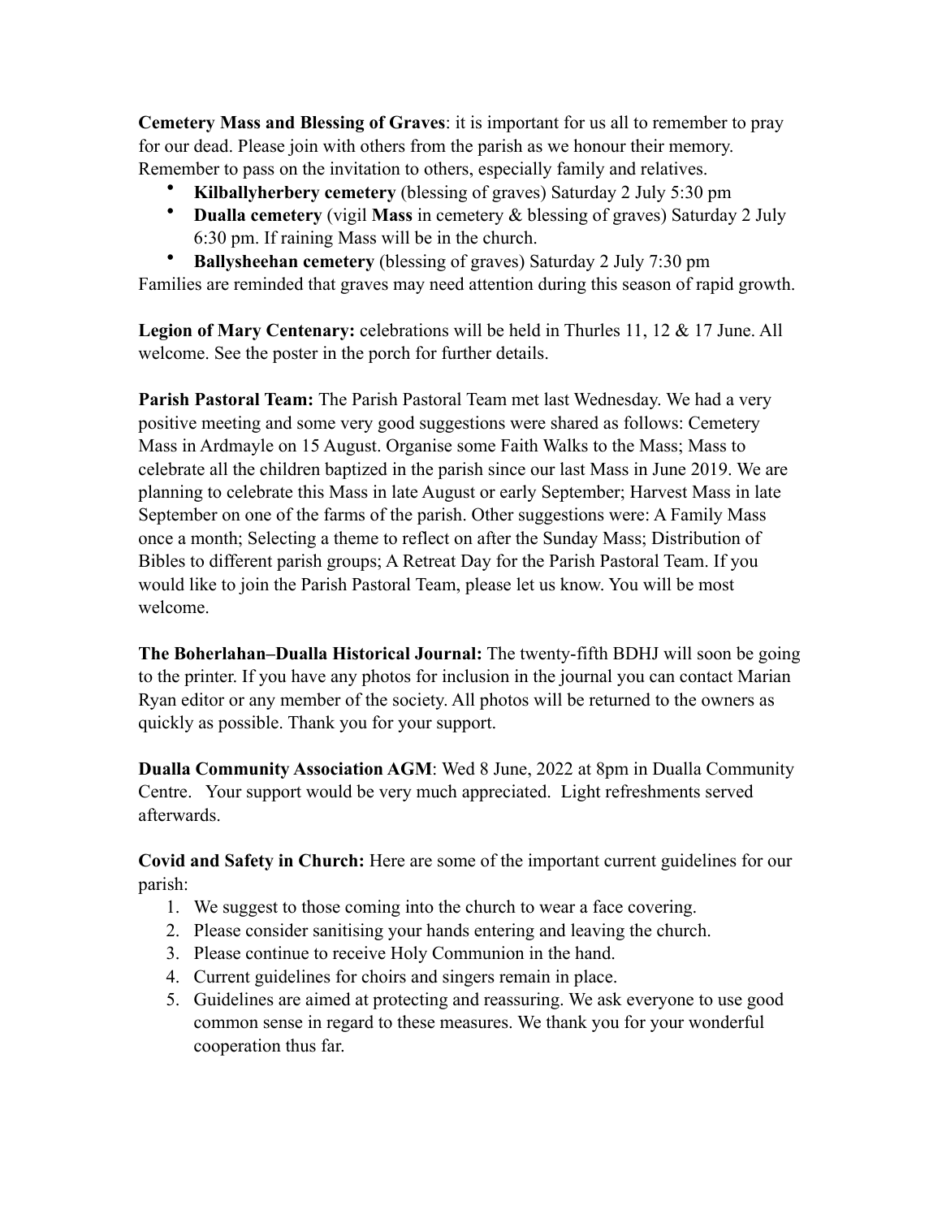**Cemetery Mass and Blessing of Graves**: it is important for us all to remember to pray for our dead. Please join with others from the parish as we honour their memory. Remember to pass on the invitation to others, especially family and relatives.

- **Kilballyherbery cemetery** (blessing of graves) Saturday 2 July 5:30 pm
- **Dualla cemetery** (vigil **Mass** in cemetery & blessing of graves) Saturday 2 July 6:30 pm. If raining Mass will be in the church.
- **Ballysheehan cemetery** (blessing of graves) Saturday 2 July 7:30 pm

Families are reminded that graves may need attention during this season of rapid growth.

**Legion of Mary Centenary:** celebrations will be held in Thurles 11, 12 & 17 June. All welcome. See the poster in the porch for further details.

**Parish Pastoral Team:** The Parish Pastoral Team met last Wednesday. We had a very positive meeting and some very good suggestions were shared as follows: Cemetery Mass in Ardmayle on 15 August. Organise some Faith Walks to the Mass; Mass to celebrate all the children baptized in the parish since our last Mass in June 2019. We are planning to celebrate this Mass in late August or early September; Harvest Mass in late September on one of the farms of the parish. Other suggestions were: A Family Mass once a month; Selecting a theme to reflect on after the Sunday Mass; Distribution of Bibles to different parish groups; A Retreat Day for the Parish Pastoral Team. If you would like to join the Parish Pastoral Team, please let us know. You will be most welcome.

**The Boherlahan–Dualla Historical Journal:** The twenty-fifth BDHJ will soon be going to the printer. If you have any photos for inclusion in the journal you can contact Marian Ryan editor or any member of the society. All photos will be returned to the owners as quickly as possible. Thank you for your support.

**Dualla Community Association AGM**: Wed 8 June, 2022 at 8pm in Dualla Community Centre. Your support would be very much appreciated. Light refreshments served afterwards.

**Covid and Safety in Church:** Here are some of the important current guidelines for our parish:

1. We suggest to those coming into the church to wear a face covering.
2. Please consider sanitising your hands entering and leaving the church.
3. Please continue to receive Holy Communion in the hand.
4. Current guidelines for choirs and singers remain in place.
5. Guidelines are aimed at protecting and reassuring. We ask everyone to use good common sense in regard to these measures. We thank you for your wonderful cooperation thus far.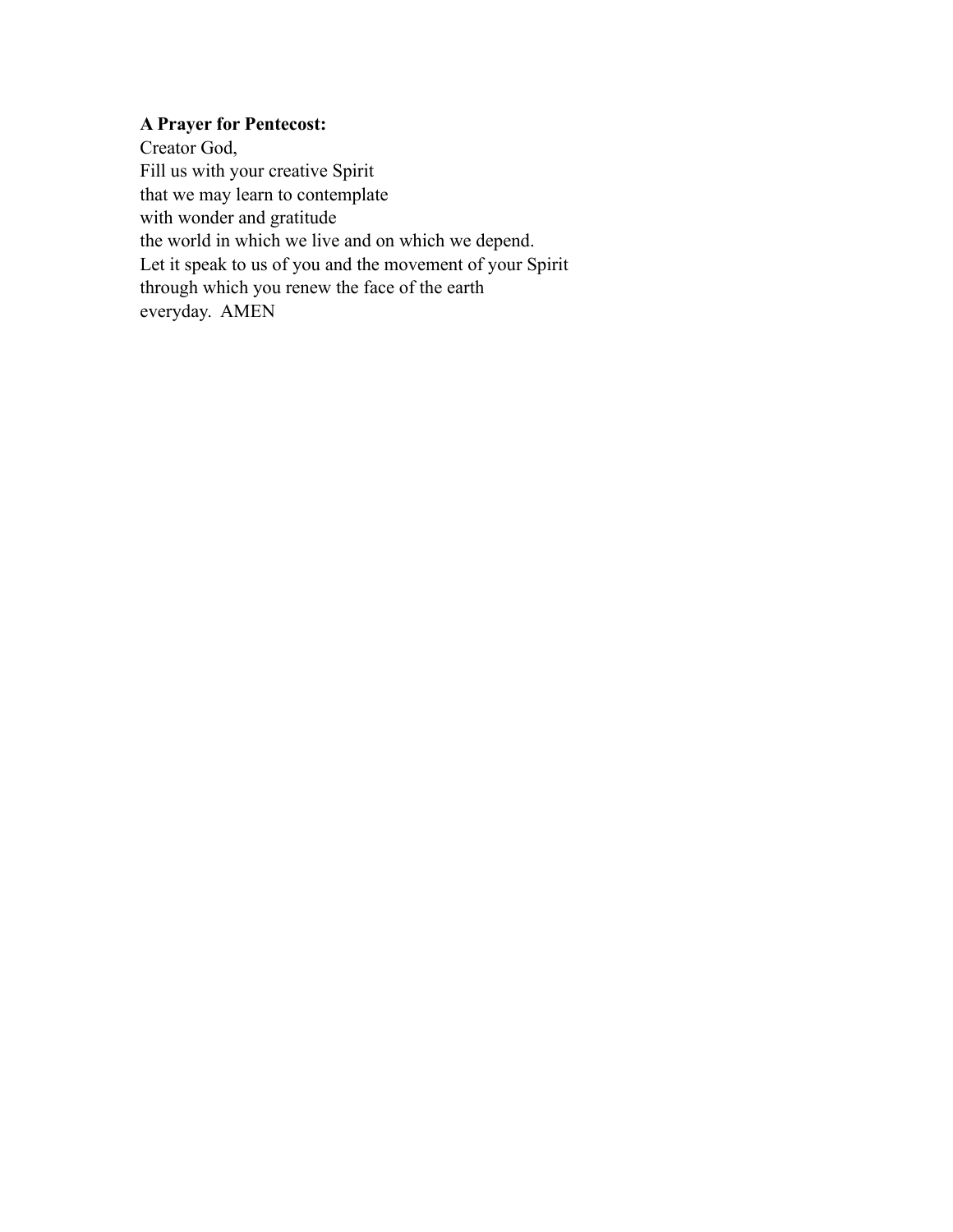**A Prayer for Pentecost:**
Creator God,
Fill us with your creative Spirit
that we may learn to contemplate
with wonder and gratitude
the world in which we live and on which we depend.
Let it speak to us of you and the movement of your Spirit
through which you renew the face of the earth
everyday. AMEN